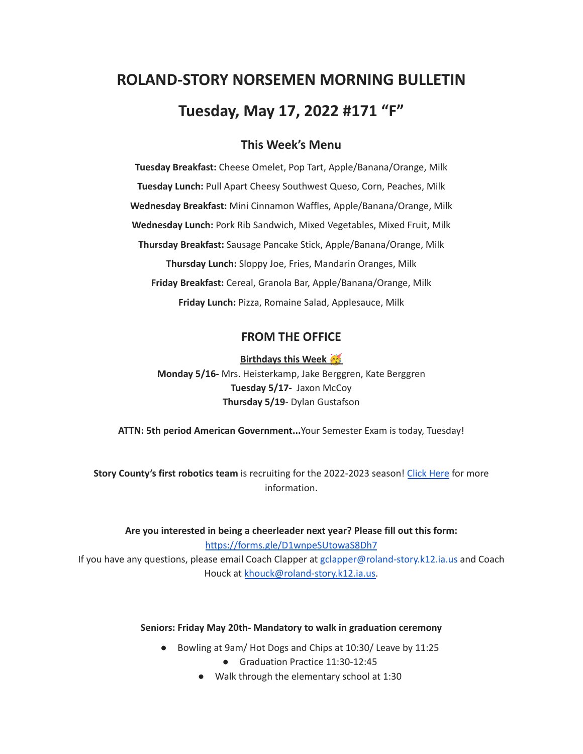# ROLAND-STORY NORSEMEN MORNING BULLETIN

# Tuesday, May 17, 2022 #171 "F"

## This Week's Menu

**Tuesday Breakfast:** Cheese Omelet, Pop Tart, Apple/Banana/Orange, Milk

**Tuesday Lunch:** Pull Apart Cheesy Southwest Queso, Corn, Peaches, Milk

**Wednesday Breakfast:** Mini Cinnamon Waffles, Apple/Banana/Orange, Milk

**Wednesday Lunch:** Pork Rib Sandwich, Mixed Vegetables, Mixed Fruit, Milk

**Thursday Breakfast:** Sausage Pancake Stick, Apple/Banana/Orange, Milk

**Thursday Lunch:** Sloppy Joe, Fries, Mandarin Oranges, Milk

**Friday Breakfast:** Cereal, Granola Bar, Apple/Banana/Orange, Milk

**Friday Lunch:** Pizza, Romaine Salad, Applesauce, Milk

## FROM THE OFFICE

**Birthdays this Week 🥳**

**Monday 5/16-** Mrs. Heisterkamp, Jake Berggren, Kate Berggren

**Tuesday 5/17-** Jaxon McCoy

**Thursday 5/19**- Dylan Gustafson

**ATTN: 5th period American Government...**Your Semester Exam is today, Tuesday!

**Story County's first robotics team** is recruiting for the 2022-2023 season! Click Here for more information.

**Are you interested in being a cheerleader next year? Please fill out this form:**
https://forms.gle/D1wnpeSUtowaS8Dh7

If you have any questions, please email Coach Clapper at gclapper@roland-story.k12.ia.us and Coach Houck at khouck@roland-story.k12.ia.us.

**Seniors: Friday May 20th- Mandatory to walk in graduation ceremony**

- Bowling at 9am/ Hot Dogs and Chips at 10:30/ Leave by 11:25
- Graduation Practice 11:30-12:45
- Walk through the elementary school at 1:30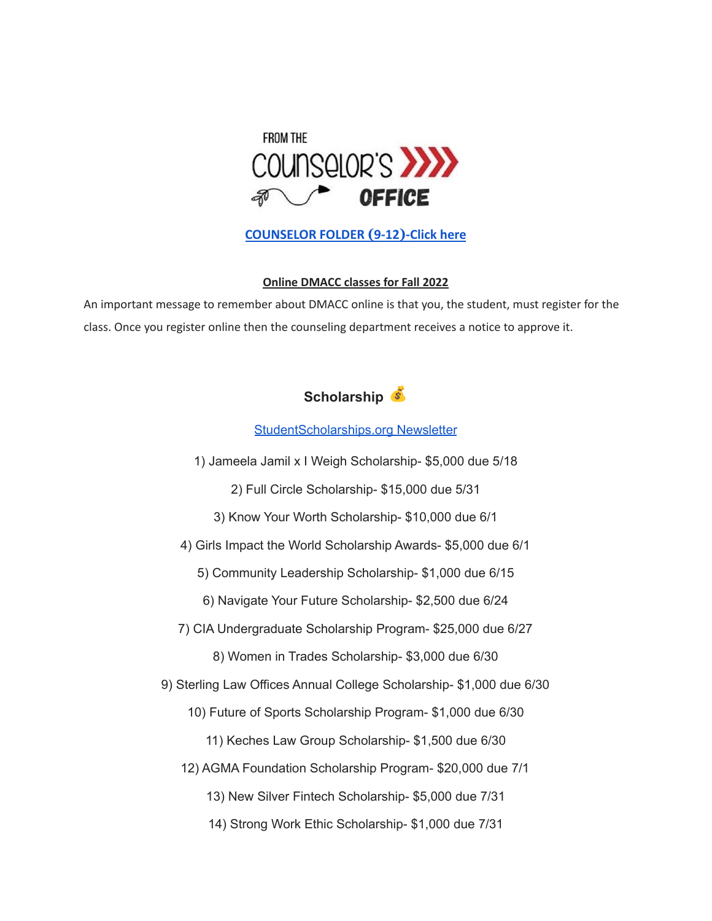FROM THE COUNSELOR'S OFFICE

**COUNSELOR FOLDER (9-12)-Click here**

**Online DMACC classes for Fall 2022**

An important message to remember about DMACC online is that you, the student, must register for the class. Once you register online then the counseling department receives a notice to approve it.

## Scholarship 💰

StudentScholarships.org Newsletter

1) Jameela Jamil x I Weigh Scholarship- $5,000 due 5/18

2) Full Circle Scholarship- $15,000 due 5/31

3) Know Your Worth Scholarship- $10,000 due 6/1

4) Girls Impact the World Scholarship Awards- $5,000 due 6/1

5) Community Leadership Scholarship- $1,000 due 6/15

6) Navigate Your Future Scholarship- $2,500 due 6/24

7) CIA Undergraduate Scholarship Program- $25,000 due 6/27

8) Women in Trades Scholarship- $3,000 due 6/30

9) Sterling Law Offices Annual College Scholarship- $1,000 due 6/30

10) Future of Sports Scholarship Program- $1,000 due 6/30

11) Keches Law Group Scholarship- $1,500 due 6/30

12) AGMA Foundation Scholarship Program- $20,000 due 7/1

13) New Silver Fintech Scholarship- $5,000 due 7/31

14) Strong Work Ethic Scholarship- $1,000 due 7/31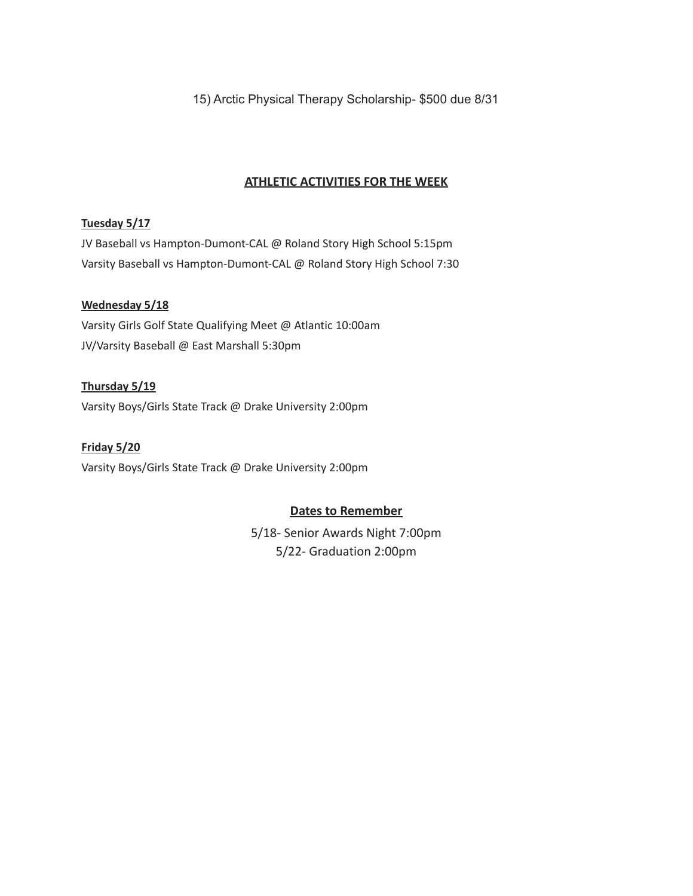15) Arctic Physical Therapy Scholarship- $500 due 8/31

## ATHLETIC ACTIVITIES FOR THE WEEK

**Tuesday 5/17**

JV Baseball vs Hampton-Dumont-CAL @ Roland Story High School 5:15pm
Varsity Baseball vs Hampton-Dumont-CAL @ Roland Story High School 7:30

**Wednesday 5/18**

Varsity Girls Golf State Qualifying Meet @ Atlantic 10:00am
JV/Varsity Baseball @ East Marshall 5:30pm

**Thursday 5/19**

Varsity Boys/Girls State Track @ Drake University 2:00pm

**Friday 5/20**

Varsity Boys/Girls State Track @ Drake University 2:00pm

## Dates to Remember

5/18- Senior Awards Night 7:00pm
5/22- Graduation 2:00pm